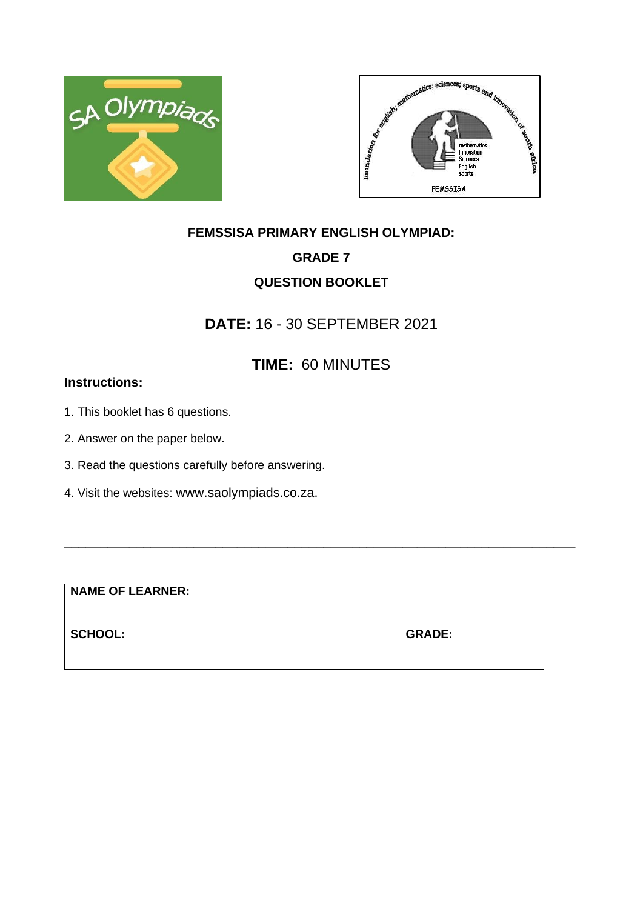**FEMSSISA PRIMARY ENGLISH OLYMPIAD:**

**GRADE 7**

**QUESTION BOOKLET**

**DATE:** 16 - 30 SEPTEMBER 2021

**TIME:** 60 MINUTES

**Instructions:**

1. This booklet has 6 questions.
2. Answer on the paper below.
3. Read the questions carefully before answering.
4. Visit the websites: www.saolympiads.co.za.

---

| **NAME OF LEARNER:** | |
|---|---|
| **SCHOOL:** | **GRADE:** |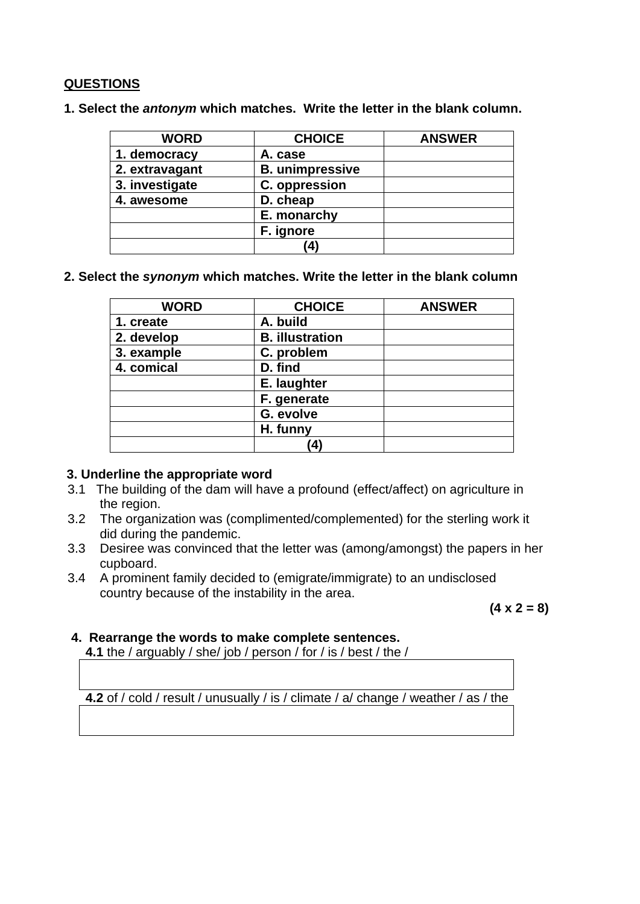**QUESTIONS**

**1. Select the *antonym* which matches. Write the letter in the blank column.**

| WORD | CHOICE | ANSWER |
|---|---|---|
| 1. democracy | A. case | |
| 2. extravagant | B. unimpressive | |
| 3. investigate | C. oppression | |
| 4. awesome | D. cheap | |
| | E. monarchy | |
| | F. ignore | |
| | (4) | |

**2. Select the *synonym* which matches. Write the letter in the blank column**

| WORD | CHOICE | ANSWER |
|---|---|---|
| 1. create | A. build | |
| 2. develop | B. illustration | |
| 3. example | C. problem | |
| 4. comical | D. find | |
| | E. laughter | |
| | F. generate | |
| | G. evolve | |
| | H. funny | |
| | (4) | |

**3. Underline the appropriate word**

3.1 The building of the dam will have a profound (effect/affect) on agriculture in the region.

3.2 The organization was (complimented/complemented) for the sterling work it did during the pandemic.

3.3 Desiree was convinced that the letter was (among/amongst) the papers in her cupboard.

3.4 A prominent family decided to (emigrate/immigrate) to an undisclosed country because of the instability in the area.

**(4 x 2 = 8)**

**4. Rearrange the words to make complete sentences.**

**4.1** the / arguably / she/ job / person / for / is / best / the /

| |
|---|
| |

**4.2** of / cold / result / unusually / is / climate / a/ change / weather / as / the

| |
|---|
| |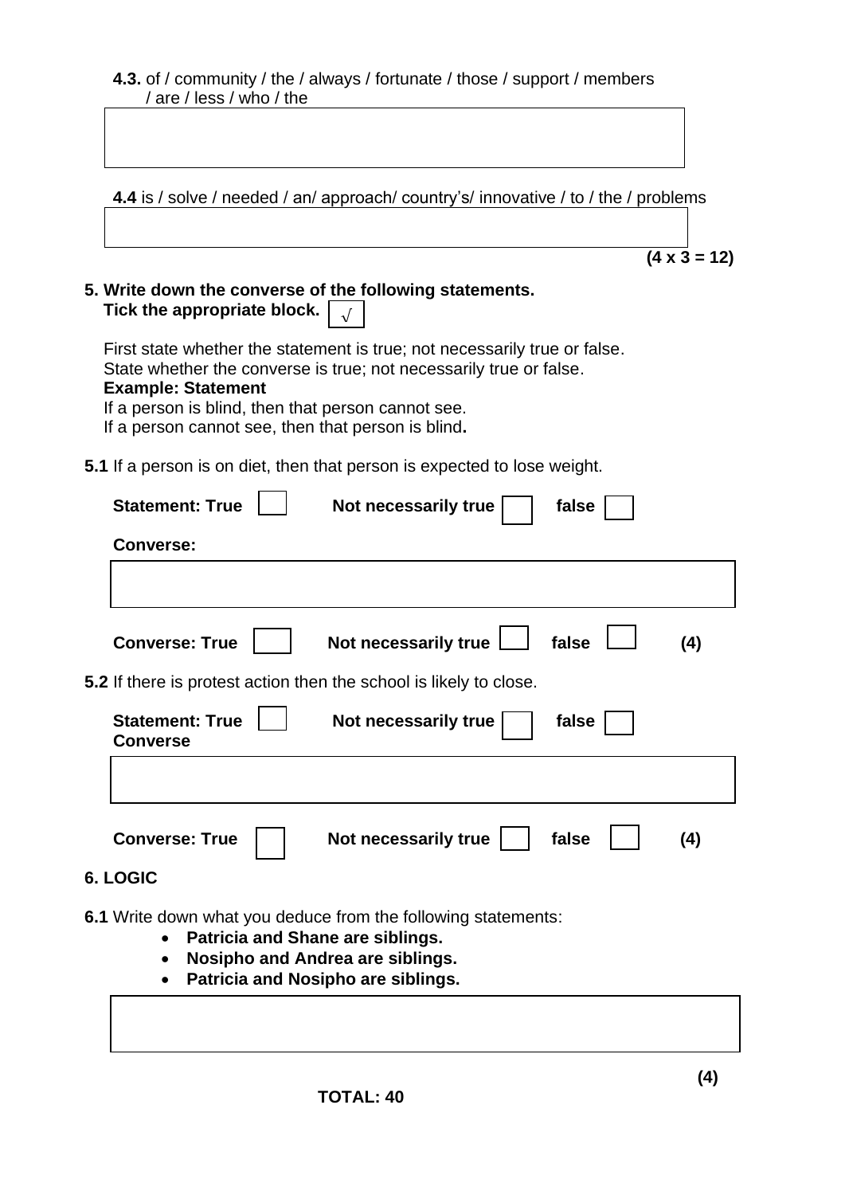**4.3.** of / community / the / always / fortunate / those / support / members / are / less / who / the

**4.4** is / solve / needed / an/ approach/ country's/ innovative / to / the / problems

**(4 x 3 = 12)**

**5. Write down the converse of the following statements.**
**Tick the appropriate block.** √

First state whether the statement is true; not necessarily true or false.
State whether the converse is true; not necessarily true or false.
**Example: Statement**
If a person is blind, then that person cannot see.
If a person cannot see, then that person is blind**.**

**5.1** If a person is on diet, then that person is expected to lose weight.

**Statement: True** ☐ **Not necessarily true** ☐ **false** ☐

**Converse:**

**Converse: True** ☐ **Not necessarily true** ☐ **false** ☐ **(4)**

**5.2** If there is protest action then the school is likely to close.

**Statement: True** ☐ **Not necessarily true** ☐ **false** ☐
**Converse**

**Converse: True** ☐ **Not necessarily true** ☐ **false** ☐ **(4)**

**6. LOGIC**

**6.1** Write down what you deduce from the following statements:

- **Patricia and Shane are siblings.**
- **Nosipho and Andrea are siblings.**
- **Patricia and Nosipho are siblings.**

**(4)**

**TOTAL: 40**